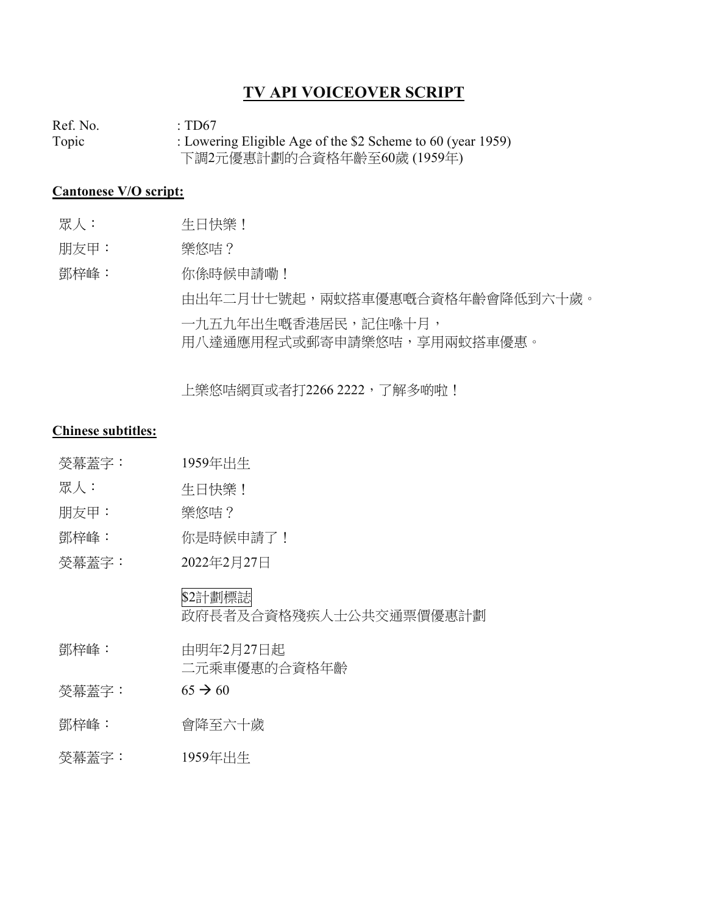# TV API VOICEOVER SCRIPT

Ref. No. : TD67

Topic : Lowering Eligible Age of the $2 Scheme to 60 (year 1959)
下調2元優惠計劃的合資格年齡至60歲 (1959年)

## Cantonese V/O script:

| | |
|---|---|
| 眾人： | 生日快樂！ |
| 朋友甲： | 樂悠咭？ |
| 鄧梓峰： | 你係時候申請嘞！ |
| | 由出年二月廿七號起，兩蚊搭車優惠嘅合資格年齡會降低到六十歲。 |
| | 一九五九年出生嘅香港居民，記住喺十月，<br>用八達通應用程式或郵寄申請樂悠咭，享用兩蚊搭車優惠。 |
| | 上樂悠咭網頁或者打2266 2222，了解多啲啦！ |

## Chinese subtitles:

| | |
|---|---|
| 熒幕蓋字： | 1959年出生 |
| 眾人： | 生日快樂！ |
| 朋友甲： | 樂悠咭？ |
| 鄧梓峰： | 你是時候申請了！ |
| 熒幕蓋字： | 2022年2月27日 |
| | $2計劃標誌<br>政府長者及合資格殘疾人士公共交通票價優惠計劃 |
| 鄧梓峰： | 由明年2月27日起<br>二元乘車優惠的合資格年齡 |
| 熒幕蓋字： | 65 → 60 |
| 鄧梓峰： | 會降至六十歲 |
| 熒幕蓋字： | 1959年出生 |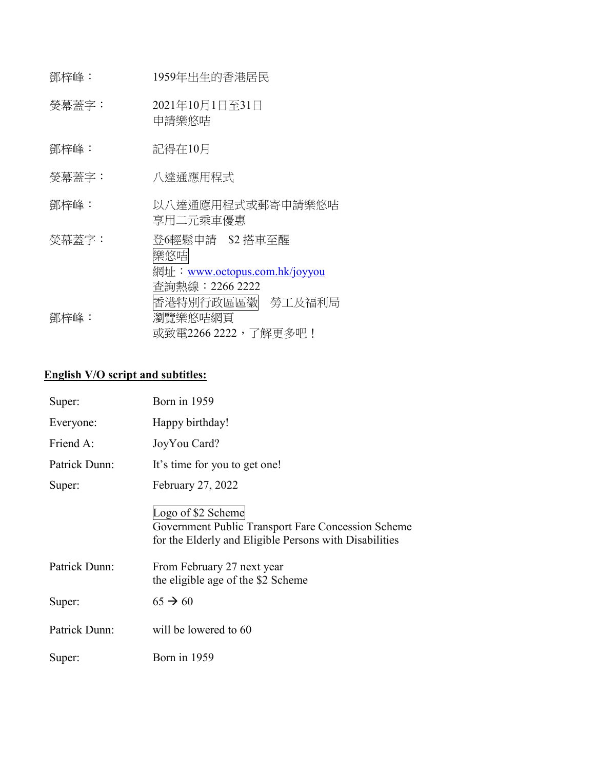| | |
|---|---|
| 鄧梓峰： | 1959年出生的香港居民 |
| 熒幕蓋字： | 2021年10月1日至31日<br>申請樂悠咭 |
| 鄧梓峰： | 記得在10月 |
| 熒幕蓋字： | 八達通應用程式 |
| 鄧梓峰： | 以八達通應用程式或郵寄申請樂悠咭<br>享用二元乘車優惠 |
| 熒幕蓋字： | 登6輕鬆申請　$2 搭車至醒<br>樂悠咭<br>網址：www.octopus.com.hk/joyyou<br>查詢熱線：2266 2222<br>香港特別行政區區徽　勞工及福利局 |
| 鄧梓峰： | 瀏覽樂悠咭網頁<br>或致電2266 2222，了解更多吧！ |

**English V/O script and subtitles:**

| | |
|---|---|
| Super: | Born in 1959 |
| Everyone: | Happy birthday! |
| Friend A: | JoyYou Card? |
| Patrick Dunn: | It's time for you to get one! |
| Super: | February 27, 2022 |
| | Logo of $2 Scheme<br>Government Public Transport Fare Concession Scheme<br>for the Elderly and Eligible Persons with Disabilities |
| Patrick Dunn: | From February 27 next year<br>the eligible age of the $2 Scheme |
| Super: | 65 → 60 |
| Patrick Dunn: | will be lowered to 60 |
| Super: | Born in 1959 |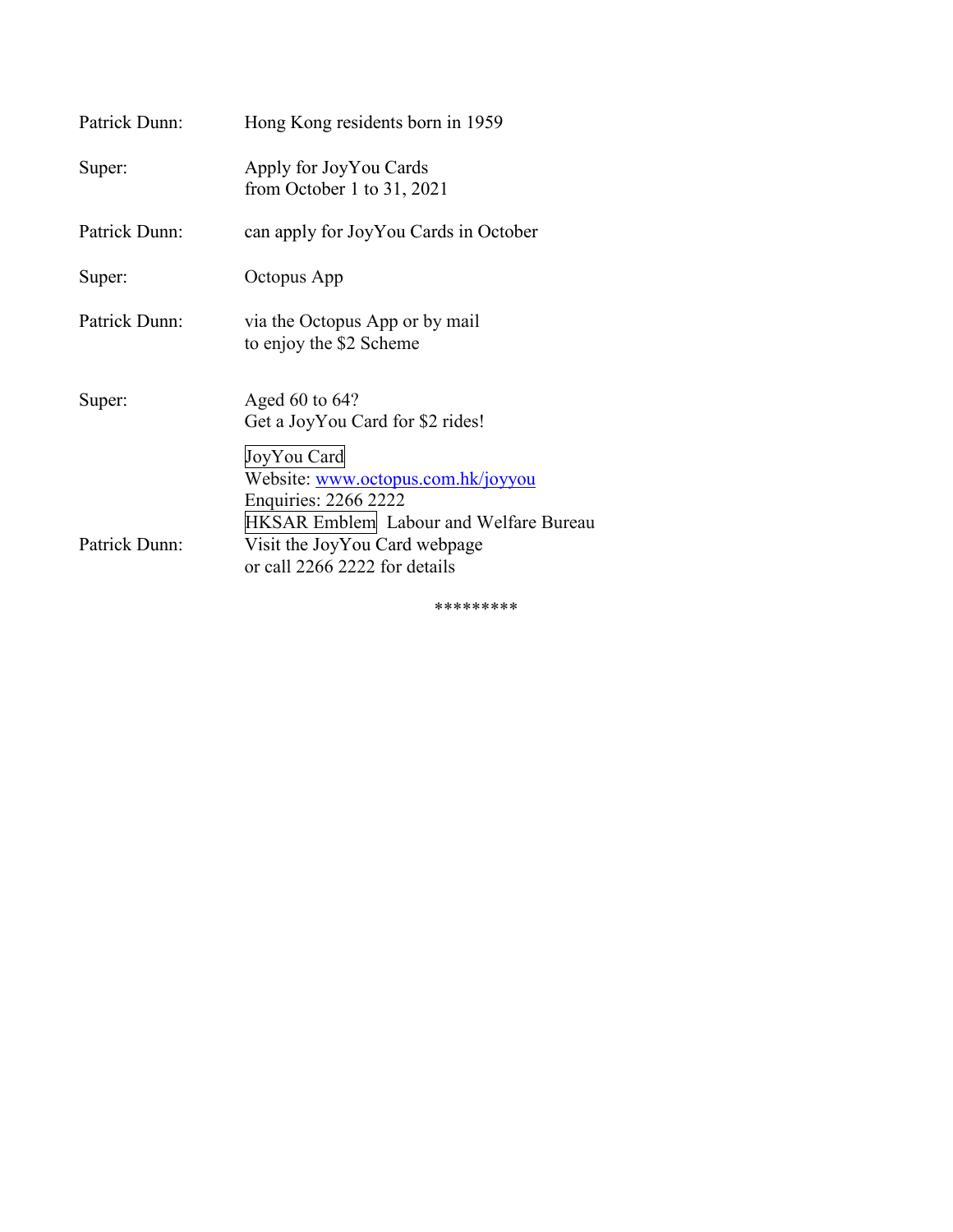| | |
|---|---|
| Patrick Dunn: | Hong Kong residents born in 1959 |
| Super: | Apply for JoyYou Cards<br>from October 1 to 31, 2021 |
| Patrick Dunn: | can apply for JoyYou Cards in October |
| Super: | Octopus App |
| Patrick Dunn: | via the Octopus App or by mail<br>to enjoy the $2 Scheme |
| Super: | Aged 60 to 64?<br>Get a JoyYou Card for $2 rides!<br><br>JoyYou Card<br>Website: [www.octopus.com.hk/joyyou](http://www.octopus.com.hk/joyyou)<br>Enquiries: 2266 2222<br>HKSAR Emblem Labour and Welfare Bureau |
| Patrick Dunn: | Visit the JoyYou Card webpage<br>or call 2266 2222 for details |

*********